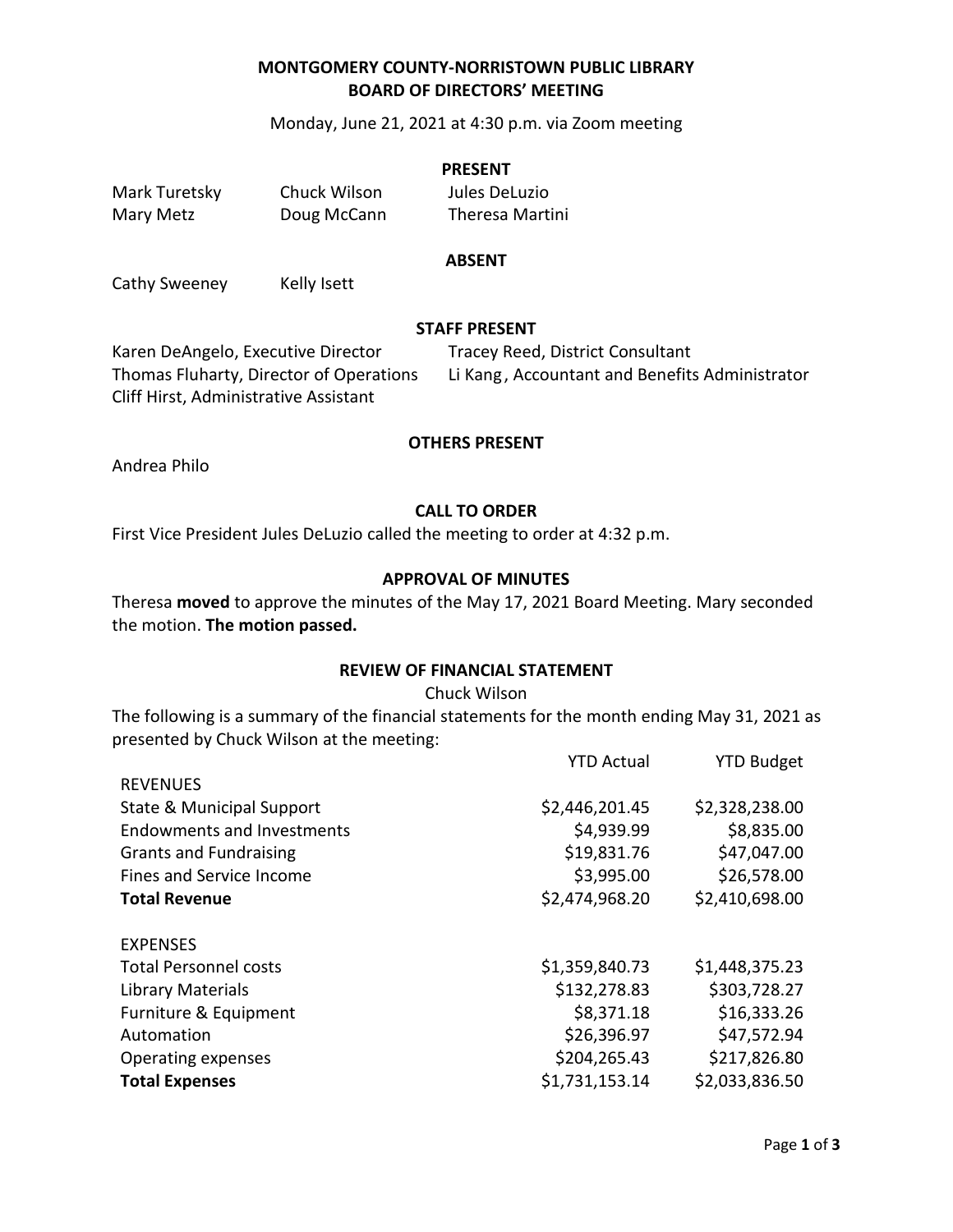# MONTGOMERY COUNTY-NORRISTOWN PUBLIC LIBRARY
## BOARD OF DIRECTORS' MEETING

Monday, June 21, 2021 at 4:30 p.m. via Zoom meeting

### PRESENT

| | | |
|---|---|---|
| Mark Turetsky | Chuck Wilson | Jules DeLuzio |
| Mary Metz | Doug McCann | Theresa Martini |

### ABSENT

Cathy Sweeney Kelly Isett

### STAFF PRESENT

| | |
|---|---|
| Karen DeAngelo, Executive Director | Tracey Reed, District Consultant |
| Thomas Fluharty, Director of Operations | Li Kang, Accountant and Benefits Administrator |
| Cliff Hirst, Administrative Assistant | |

### OTHERS PRESENT

Andrea Philo

### CALL TO ORDER

First Vice President Jules DeLuzio called the meeting to order at 4:32 p.m.

### APPROVAL OF MINUTES

Theresa **moved** to approve the minutes of the May 17, 2021 Board Meeting. Mary seconded the motion. **The motion passed.**

### REVIEW OF FINANCIAL STATEMENT

Chuck Wilson

The following is a summary of the financial statements for the month ending May 31, 2021 as presented by Chuck Wilson at the meeting:

| | YTD Actual | YTD Budget |
|---|---|---|
| REVENUES | | |
| State & Municipal Support | $2,446,201.45 | $2,328,238.00 |
| Endowments and Investments | $4,939.99 | $8,835.00 |
| Grants and Fundraising | $19,831.76 | $47,047.00 |
| Fines and Service Income | $3,995.00 | $26,578.00 |
| **Total Revenue** | $2,474,968.20 | $2,410,698.00 |
| | | |
| EXPENSES | | |
| Total Personnel costs | $1,359,840.73 | $1,448,375.23 |
| Library Materials | $132,278.83 | $303,728.27 |
| Furniture & Equipment | $8,371.18 | $16,333.26 |
| Automation | $26,396.97 | $47,572.94 |
| Operating expenses | $204,265.43 | $217,826.80 |
| **Total Expenses** | $1,731,153.14 | $2,033,836.50 |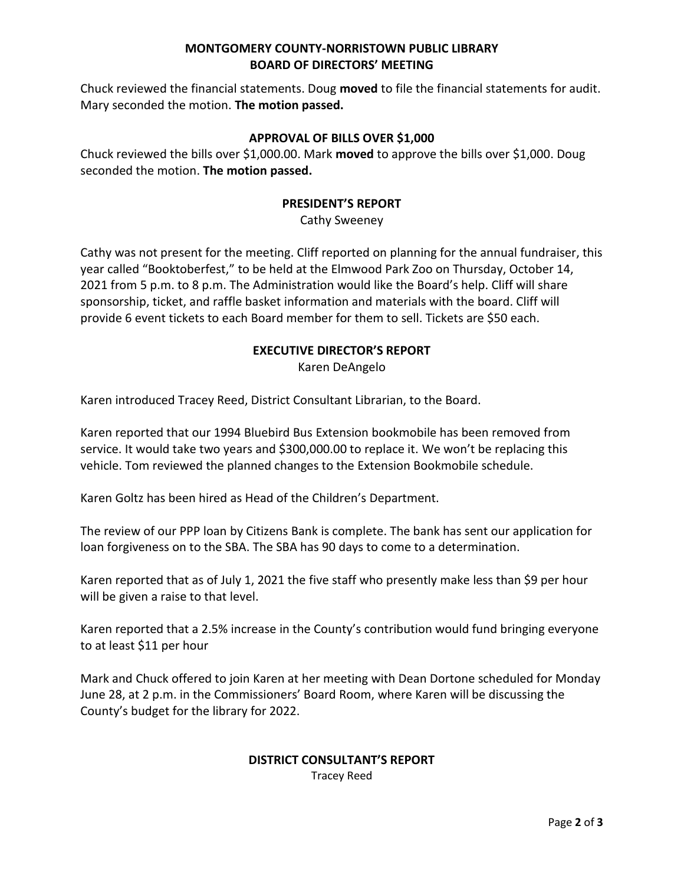# MONTGOMERY COUNTY-NORRISTOWN PUBLIC LIBRARY
# BOARD OF DIRECTORS' MEETING

Chuck reviewed the financial statements. Doug **moved** to file the financial statements for audit. Mary seconded the motion. **The motion passed.**

## APPROVAL OF BILLS OVER $1,000

Chuck reviewed the bills over $1,000.00. Mark **moved** to approve the bills over $1,000. Doug seconded the motion. **The motion passed.**

## PRESIDENT'S REPORT

Cathy Sweeney

Cathy was not present for the meeting. Cliff reported on planning for the annual fundraiser, this year called "Booktoberfest," to be held at the Elmwood Park Zoo on Thursday, October 14, 2021 from 5 p.m. to 8 p.m. The Administration would like the Board's help. Cliff will share sponsorship, ticket, and raffle basket information and materials with the board. Cliff will provide 6 event tickets to each Board member for them to sell. Tickets are $50 each.

## EXECUTIVE DIRECTOR'S REPORT

Karen DeAngelo

Karen introduced Tracey Reed, District Consultant Librarian, to the Board.

Karen reported that our 1994 Bluebird Bus Extension bookmobile has been removed from service. It would take two years and $300,000.00 to replace it. We won't be replacing this vehicle. Tom reviewed the planned changes to the Extension Bookmobile schedule.

Karen Goltz has been hired as Head of the Children's Department.

The review of our PPP loan by Citizens Bank is complete. The bank has sent our application for loan forgiveness on to the SBA. The SBA has 90 days to come to a determination.

Karen reported that as of July 1, 2021 the five staff who presently make less than $9 per hour will be given a raise to that level.

Karen reported that a 2.5% increase in the County's contribution would fund bringing everyone to at least $11 per hour

Mark and Chuck offered to join Karen at her meeting with Dean Dortone scheduled for Monday June 28, at 2 p.m. in the Commissioners' Board Room, where Karen will be discussing the County's budget for the library for 2022.

## DISTRICT CONSULTANT'S REPORT

Tracey Reed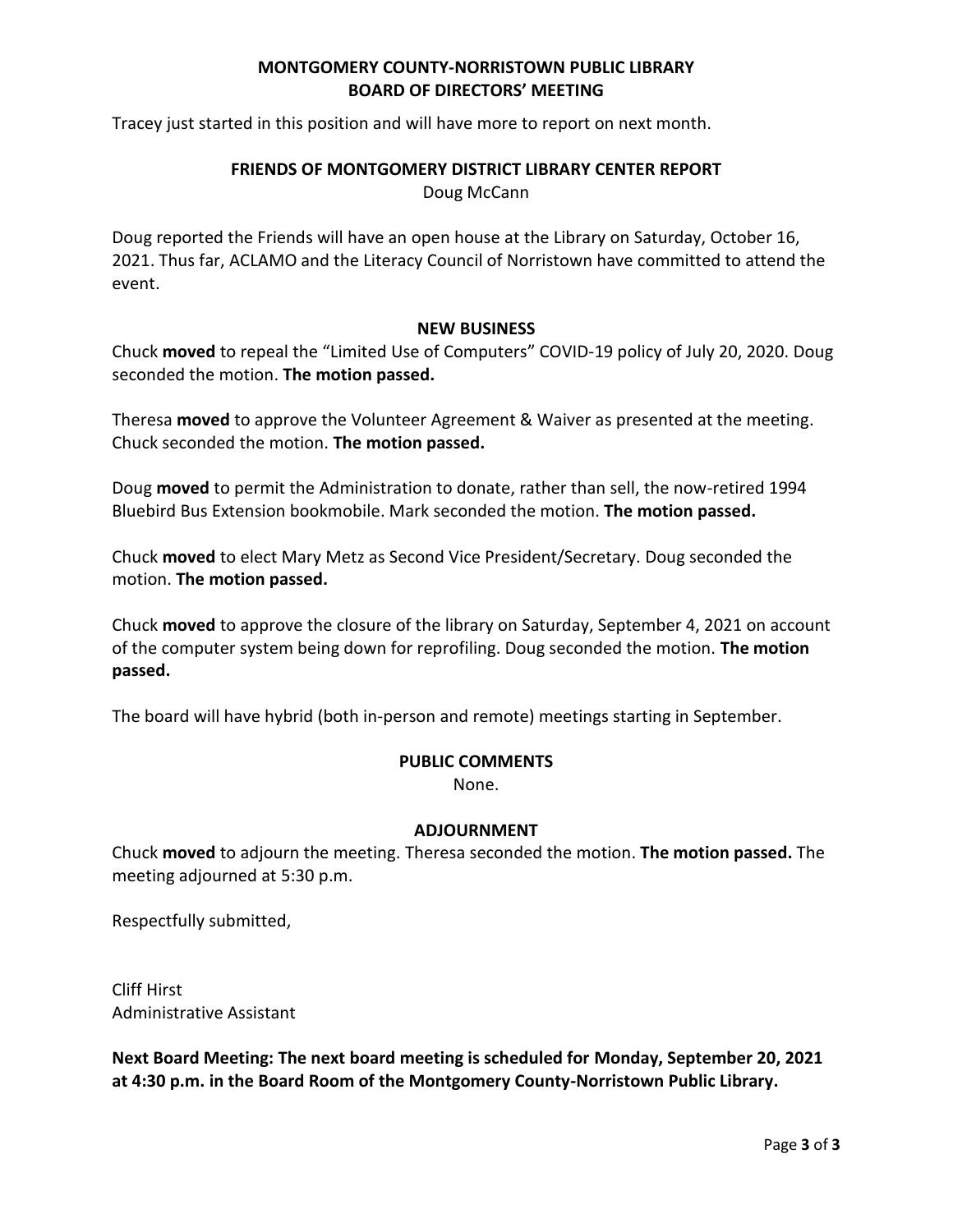**MONTGOMERY COUNTY-NORRISTOWN PUBLIC LIBRARY**
**BOARD OF DIRECTORS' MEETING**

Tracey just started in this position and will have more to report on next month.

## FRIENDS OF MONTGOMERY DISTRICT LIBRARY CENTER REPORT

Doug McCann

Doug reported the Friends will have an open house at the Library on Saturday, October 16, 2021. Thus far, ACLAMO and the Literacy Council of Norristown have committed to attend the event.

## NEW BUSINESS

Chuck **moved** to repeal the "Limited Use of Computers" COVID-19 policy of July 20, 2020. Doug seconded the motion. **The motion passed.**

Theresa **moved** to approve the Volunteer Agreement & Waiver as presented at the meeting. Chuck seconded the motion. **The motion passed.**

Doug **moved** to permit the Administration to donate, rather than sell, the now-retired 1994 Bluebird Bus Extension bookmobile. Mark seconded the motion. **The motion passed.**

Chuck **moved** to elect Mary Metz as Second Vice President/Secretary. Doug seconded the motion. **The motion passed.**

Chuck **moved** to approve the closure of the library on Saturday, September 4, 2021 on account of the computer system being down for reprofiling. Doug seconded the motion. **The motion passed.**

The board will have hybrid (both in-person and remote) meetings starting in September.

## PUBLIC COMMENTS

None.

## ADJOURNMENT

Chuck **moved** to adjourn the meeting. Theresa seconded the motion. **The motion passed.** The meeting adjourned at 5:30 p.m.

Respectfully submitted,

Cliff Hirst
Administrative Assistant

**Next Board Meeting: The next board meeting is scheduled for Monday, September 20, 2021 at 4:30 p.m. in the Board Room of the Montgomery County-Norristown Public Library.**